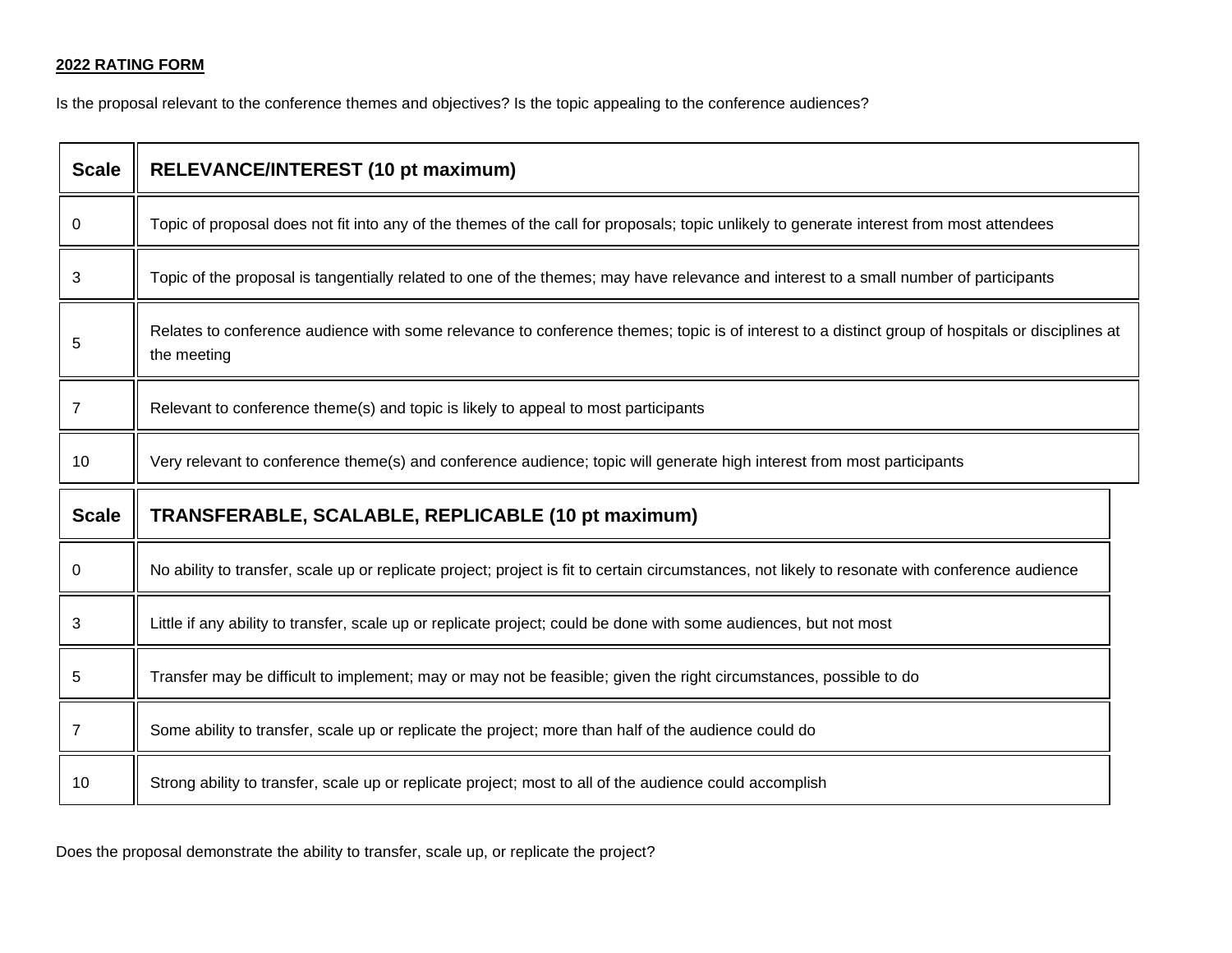**2022 RATING FORM**

Is the proposal relevant to the conference themes and objectives? Is the topic appealing to the conference audiences?

| Scale | RELEVANCE/INTEREST (10 pt maximum) |
|---|---|
| 0 | Topic of proposal does not fit into any of the themes of the call for proposals; topic unlikely to generate interest from most attendees |
| 3 | Topic of the proposal is tangentially related to one of the themes; may have relevance and interest to a small number of participants |
| 5 | Relates to conference audience with some relevance to conference themes; topic is of interest to a distinct group of hospitals or disciplines at the meeting |
| 7 | Relevant to conference theme(s) and topic is likely to appeal to most participants |
| 10 | Very relevant to conference theme(s) and conference audience; topic will generate high interest from most participants |

| Scale | TRANSFERABLE, SCALABLE, REPLICABLE (10 pt maximum) |
|---|---|
| 0 | No ability to transfer, scale up or replicate project; project is fit to certain circumstances, not likely to resonate with conference audience |
| 3 | Little if any ability to transfer, scale up or replicate project; could be done with some audiences, but not most |
| 5 | Transfer may be difficult to implement; may or may not be feasible; given the right circumstances, possible to do |
| 7 | Some ability to transfer, scale up or replicate the project; more than half of the audience could do |
| 10 | Strong ability to transfer, scale up or replicate project; most to all of the audience could accomplish |

Does the proposal demonstrate the ability to transfer, scale up, or replicate the project?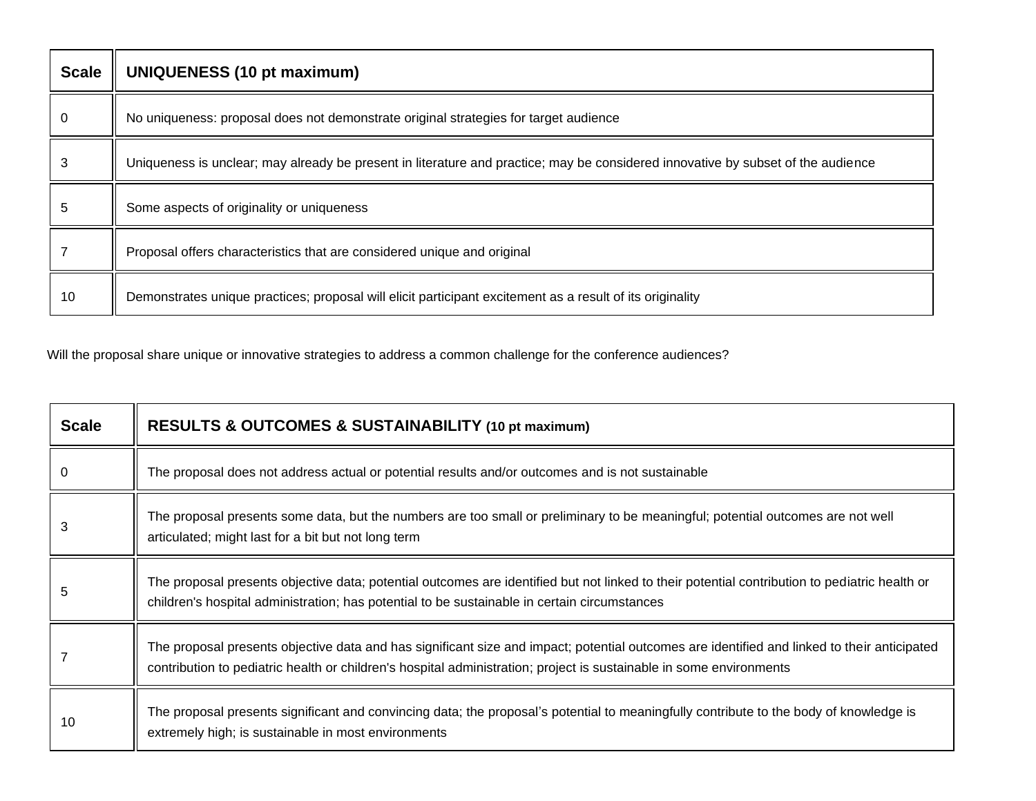| Scale | UNIQUENESS (10 pt maximum) |
| --- | --- |
| 0 | No uniqueness: proposal does not demonstrate original strategies for target audience |
| 3 | Uniqueness is unclear; may already be present in literature and practice; may be considered innovative by subset of the audience |
| 5 | Some aspects of originality or uniqueness |
| 7 | Proposal offers characteristics that are considered unique and original |
| 10 | Demonstrates unique practices; proposal will elicit participant excitement as a result of its originality |

Will the proposal share unique or innovative strategies to address a common challenge for the conference audiences?

| Scale | RESULTS & OUTCOMES & SUSTAINABILITY (10 pt maximum) |
| --- | --- |
| 0 | The proposal does not address actual or potential results and/or outcomes and is not sustainable |
| 3 | The proposal presents some data, but the numbers are too small or preliminary to be meaningful; potential outcomes are not well articulated; might last for a bit but not long term |
| 5 | The proposal presents objective data; potential outcomes are identified but not linked to their potential contribution to pediatric health or children's hospital administration; has potential to be sustainable in certain circumstances |
| 7 | The proposal presents objective data and has significant size and impact; potential outcomes are identified and linked to their anticipated contribution to pediatric health or children's hospital administration; project is sustainable in some environments |
| 10 | The proposal presents significant and convincing data; the proposal's potential to meaningfully contribute to the body of knowledge is extremely high; is sustainable in most environments |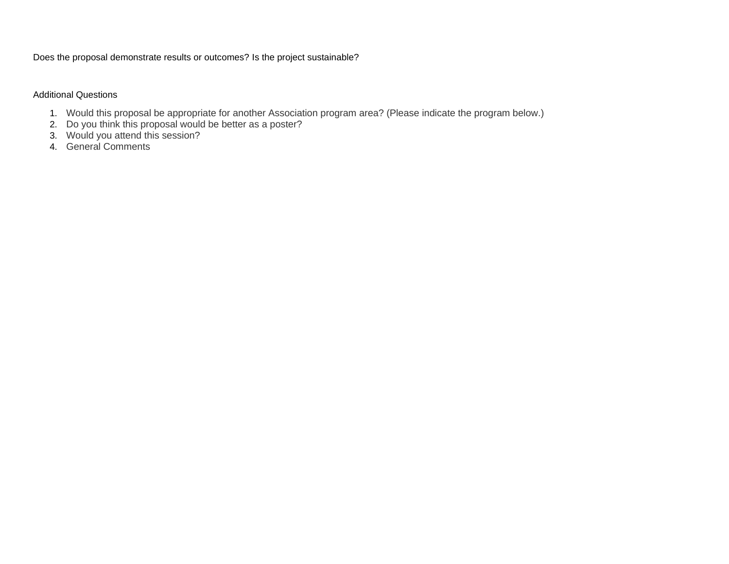Does the proposal demonstrate results or outcomes? Is the project sustainable?

Additional Questions

1. Would this proposal be appropriate for another Association program area? (Please indicate the program below.)
2. Do you think this proposal would be better as a poster?
3. Would you attend this session?
4. General Comments